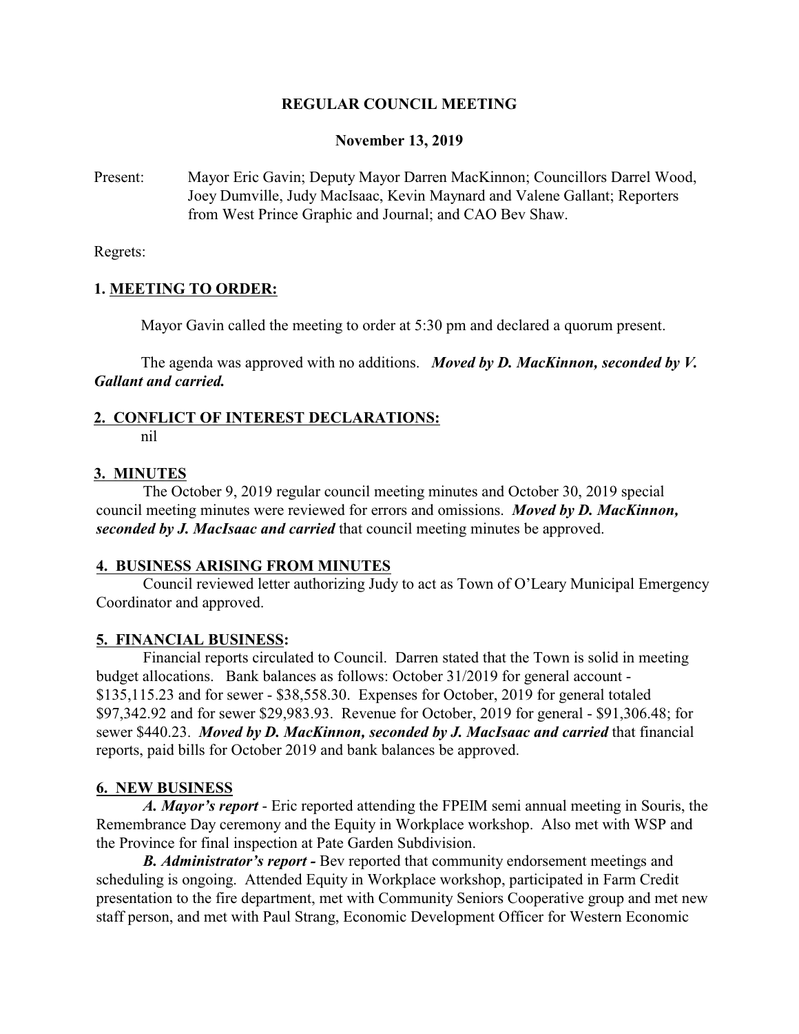**REGULAR COUNCIL MEETING**

**November 13, 2019**

Present: Mayor Eric Gavin; Deputy Mayor Darren MacKinnon; Councillors Darrel Wood, Joey Dumville, Judy MacIsaac, Kevin Maynard and Valene Gallant; Reporters from West Prince Graphic and Journal; and CAO Bev Shaw.

Regrets:

## 1. MEETING TO ORDER:

Mayor Gavin called the meeting to order at 5:30 pm and declared a quorum present.

The agenda was approved with no additions. ***Moved by D. MacKinnon, seconded by V. Gallant and carried.***

## 2. CONFLICT OF INTEREST DECLARATIONS:

nil

## 3. MINUTES

The October 9, 2019 regular council meeting minutes and October 30, 2019 special council meeting minutes were reviewed for errors and omissions. ***Moved by D. MacKinnon, seconded by J. MacIsaac and carried*** that council meeting minutes be approved.

## 4. BUSINESS ARISING FROM MINUTES

Council reviewed letter authorizing Judy to act as Town of O'Leary Municipal Emergency Coordinator and approved.

## 5. FINANCIAL BUSINESS:

Financial reports circulated to Council. Darren stated that the Town is solid in meeting budget allocations. Bank balances as follows: October 31/2019 for general account - $135,115.23 and for sewer - $38,558.30. Expenses for October, 2019 for general totaled $97,342.92 and for sewer $29,983.93. Revenue for October, 2019 for general - $91,306.48; for sewer $440.23. ***Moved by D. MacKinnon, seconded by J. MacIsaac and carried*** that financial reports, paid bills for October 2019 and bank balances be approved.

## 6. NEW BUSINESS

***A. Mayor's report*** - Eric reported attending the FPEIM semi annual meeting in Souris, the Remembrance Day ceremony and the Equity in Workplace workshop. Also met with WSP and the Province for final inspection at Pate Garden Subdivision.

***B. Administrator's report -*** Bev reported that community endorsement meetings and scheduling is ongoing. Attended Equity in Workplace workshop, participated in Farm Credit presentation to the fire department, met with Community Seniors Cooperative group and met new staff person, and met with Paul Strang, Economic Development Officer for Western Economic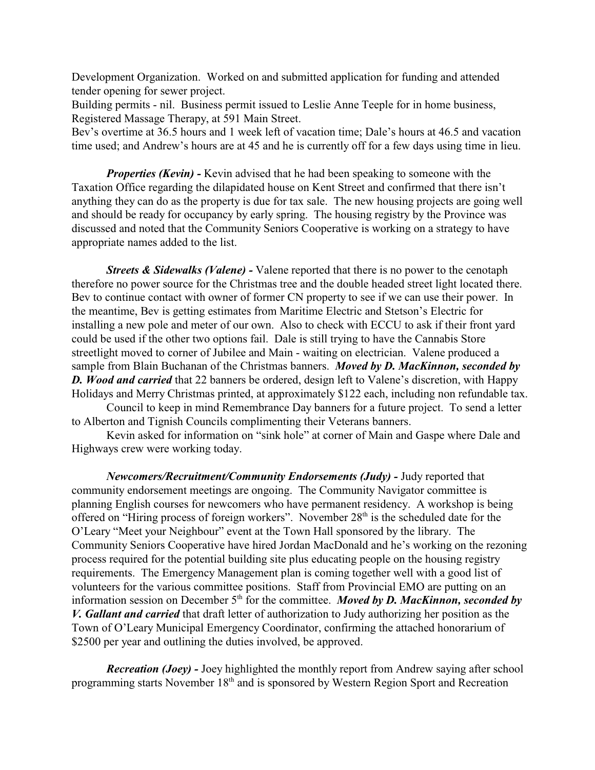Development Organization. Worked on and submitted application for funding and attended tender opening for sewer project.

Building permits - nil. Business permit issued to Leslie Anne Teeple for in home business, Registered Massage Therapy, at 591 Main Street.

Bev's overtime at 36.5 hours and 1 week left of vacation time; Dale's hours at 46.5 and vacation time used; and Andrew's hours are at 45 and he is currently off for a few days using time in lieu.

***Properties (Kevin) -*** Kevin advised that he had been speaking to someone with the Taxation Office regarding the dilapidated house on Kent Street and confirmed that there isn't anything they can do as the property is due for tax sale. The new housing projects are going well and should be ready for occupancy by early spring. The housing registry by the Province was discussed and noted that the Community Seniors Cooperative is working on a strategy to have appropriate names added to the list.

***Streets & Sidewalks (Valene) -*** Valene reported that there is no power to the cenotaph therefore no power source for the Christmas tree and the double headed street light located there. Bev to continue contact with owner of former CN property to see if we can use their power. In the meantime, Bev is getting estimates from Maritime Electric and Stetson's Electric for installing a new pole and meter of our own. Also to check with ECCU to ask if their front yard could be used if the other two options fail. Dale is still trying to have the Cannabis Store streetlight moved to corner of Jubilee and Main - waiting on electrician. Valene produced a sample from Blain Buchanan of the Christmas banners. ***Moved by D. MacKinnon, seconded by D. Wood and carried*** that 22 banners be ordered, design left to Valene's discretion, with Happy Holidays and Merry Christmas printed, at approximately $122 each, including non refundable tax.

Council to keep in mind Remembrance Day banners for a future project. To send a letter to Alberton and Tignish Councils complimenting their Veterans banners.

Kevin asked for information on "sink hole" at corner of Main and Gaspe where Dale and Highways crew were working today.

***Newcomers/Recruitment/Community Endorsements (Judy) -*** Judy reported that community endorsement meetings are ongoing. The Community Navigator committee is planning English courses for newcomers who have permanent residency. A workshop is being offered on "Hiring process of foreign workers". November 28th is the scheduled date for the O'Leary "Meet your Neighbour" event at the Town Hall sponsored by the library. The Community Seniors Cooperative have hired Jordan MacDonald and he's working on the rezoning process required for the potential building site plus educating people on the housing registry requirements. The Emergency Management plan is coming together well with a good list of volunteers for the various committee positions. Staff from Provincial EMO are putting on an information session on December 5th for the committee. ***Moved by D. MacKinnon, seconded by V. Gallant and carried*** that draft letter of authorization to Judy authorizing her position as the Town of O'Leary Municipal Emergency Coordinator, confirming the attached honorarium of $2500 per year and outlining the duties involved, be approved.

***Recreation (Joey) -*** Joey highlighted the monthly report from Andrew saying after school programming starts November 18th and is sponsored by Western Region Sport and Recreation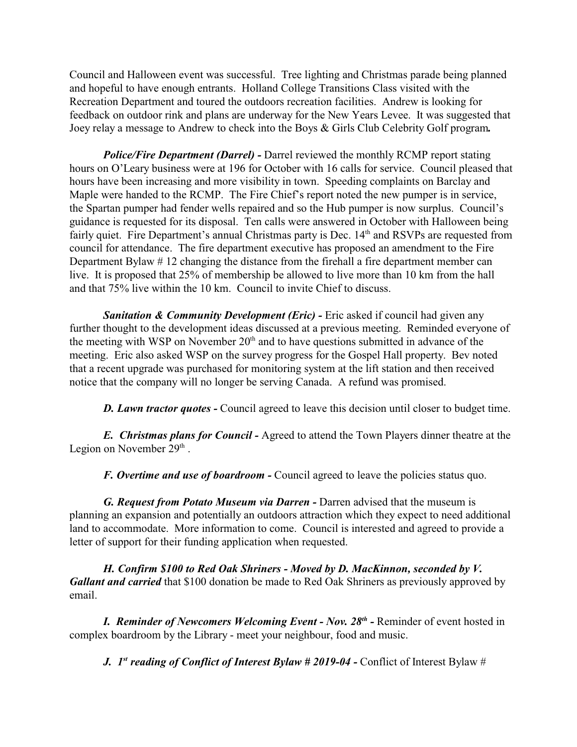Council and Halloween event was successful. Tree lighting and Christmas parade being planned and hopeful to have enough entrants. Holland College Transitions Class visited with the Recreation Department and toured the outdoors recreation facilities. Andrew is looking for feedback on outdoor rink and plans are underway for the New Years Levee. It was suggested that Joey relay a message to Andrew to check into the Boys & Girls Club Celebrity Golf program**.**

***Police/Fire Department (Darrel) -*** Darrel reviewed the monthly RCMP report stating hours on O'Leary business were at 196 for October with 16 calls for service. Council pleased that hours have been increasing and more visibility in town. Speeding complaints on Barclay and Maple were handed to the RCMP. The Fire Chief's report noted the new pumper is in service, the Spartan pumper had fender wells repaired and so the Hub pumper is now surplus. Council's guidance is requested for its disposal. Ten calls were answered in October with Halloween being fairly quiet. Fire Department's annual Christmas party is Dec. 14th and RSVPs are requested from council for attendance. The fire department executive has proposed an amendment to the Fire Department Bylaw # 12 changing the distance from the firehall a fire department member can live. It is proposed that 25% of membership be allowed to live more than 10 km from the hall and that 75% live within the 10 km. Council to invite Chief to discuss.

***Sanitation & Community Development (Eric) -*** Eric asked if council had given any further thought to the development ideas discussed at a previous meeting. Reminded everyone of the meeting with WSP on November 20th and to have questions submitted in advance of the meeting. Eric also asked WSP on the survey progress for the Gospel Hall property. Bev noted that a recent upgrade was purchased for monitoring system at the lift station and then received notice that the company will no longer be serving Canada. A refund was promised.

***D. Lawn tractor quotes -*** Council agreed to leave this decision until closer to budget time.

***E. Christmas plans for Council -*** Agreed to attend the Town Players dinner theatre at the Legion on November 29th .

***F. Overtime and use of boardroom -*** Council agreed to leave the policies status quo.

***G. Request from Potato Museum via Darren -*** Darren advised that the museum is planning an expansion and potentially an outdoors attraction which they expect to need additional land to accommodate. More information to come. Council is interested and agreed to provide a letter of support for their funding application when requested.

***H. Confirm $100 to Red Oak Shriners - Moved by D. MacKinnon, seconded by V. Gallant and carried*** that $100 donation be made to Red Oak Shriners as previously approved by email.

***I. Reminder of Newcomers Welcoming Event - Nov. 28th -*** Reminder of event hosted in complex boardroom by the Library - meet your neighbour, food and music.

***J. 1st reading of Conflict of Interest Bylaw # 2019-04 -*** Conflict of Interest Bylaw #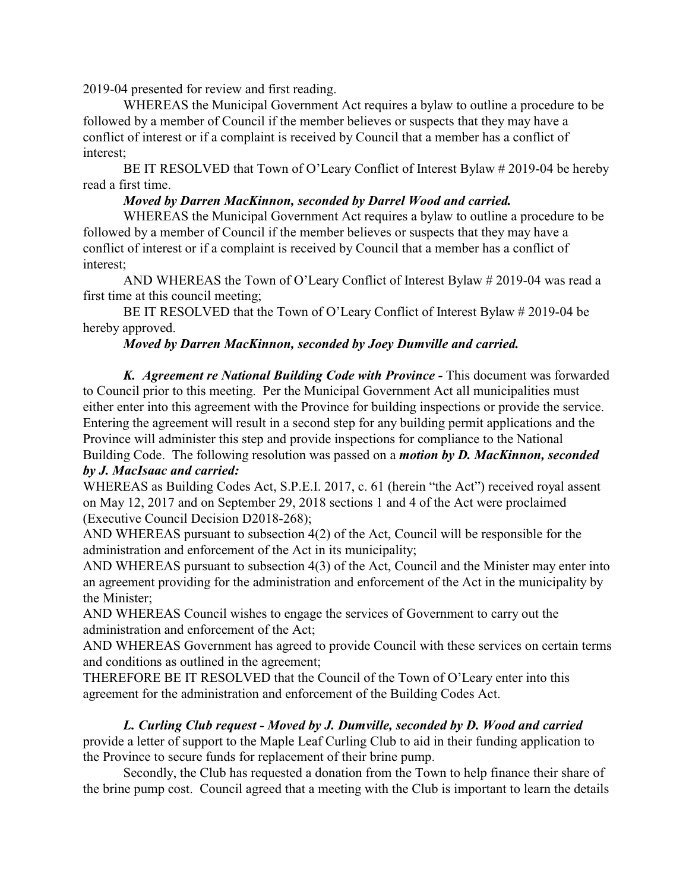2019-04 presented for review and first reading.

WHEREAS the Municipal Government Act requires a bylaw to outline a procedure to be followed by a member of Council if the member believes or suspects that they may have a conflict of interest or if a complaint is received by Council that a member has a conflict of interest;

BE IT RESOLVED that Town of O'Leary Conflict of Interest Bylaw # 2019-04 be hereby read a first time.

***Moved by Darren MacKinnon, seconded by Darrel Wood and carried.***

WHEREAS the Municipal Government Act requires a bylaw to outline a procedure to be followed by a member of Council if the member believes or suspects that they may have a conflict of interest or if a complaint is received by Council that a member has a conflict of interest;

AND WHEREAS the Town of O'Leary Conflict of Interest Bylaw # 2019-04 was read a first time at this council meeting;

BE IT RESOLVED that the Town of O'Leary Conflict of Interest Bylaw # 2019-04 be hereby approved.

***Moved by Darren MacKinnon, seconded by Joey Dumville and carried.***

***K. Agreement re National Building Code with Province -*** This document was forwarded to Council prior to this meeting. Per the Municipal Government Act all municipalities must either enter into this agreement with the Province for building inspections or provide the service. Entering the agreement will result in a second step for any building permit applications and the Province will administer this step and provide inspections for compliance to the National Building Code. The following resolution was passed on a ***motion by D. MacKinnon, seconded by J. MacIsaac and carried:***

WHEREAS as Building Codes Act, S.P.E.I. 2017, c. 61 (herein "the Act") received royal assent on May 12, 2017 and on September 29, 2018 sections 1 and 4 of the Act were proclaimed (Executive Council Decision D2018-268);

AND WHEREAS pursuant to subsection 4(2) of the Act, Council will be responsible for the administration and enforcement of the Act in its municipality;

AND WHEREAS pursuant to subsection 4(3) of the Act, Council and the Minister may enter into an agreement providing for the administration and enforcement of the Act in the municipality by the Minister;

AND WHEREAS Council wishes to engage the services of Government to carry out the administration and enforcement of the Act;

AND WHEREAS Government has agreed to provide Council with these services on certain terms and conditions as outlined in the agreement;

THEREFORE BE IT RESOLVED that the Council of the Town of O'Leary enter into this agreement for the administration and enforcement of the Building Codes Act.

***L. Curling Club request - Moved by J. Dumville, seconded by D. Wood and carried*** provide a letter of support to the Maple Leaf Curling Club to aid in their funding application to the Province to secure funds for replacement of their brine pump.

Secondly, the Club has requested a donation from the Town to help finance their share of the brine pump cost. Council agreed that a meeting with the Club is important to learn the details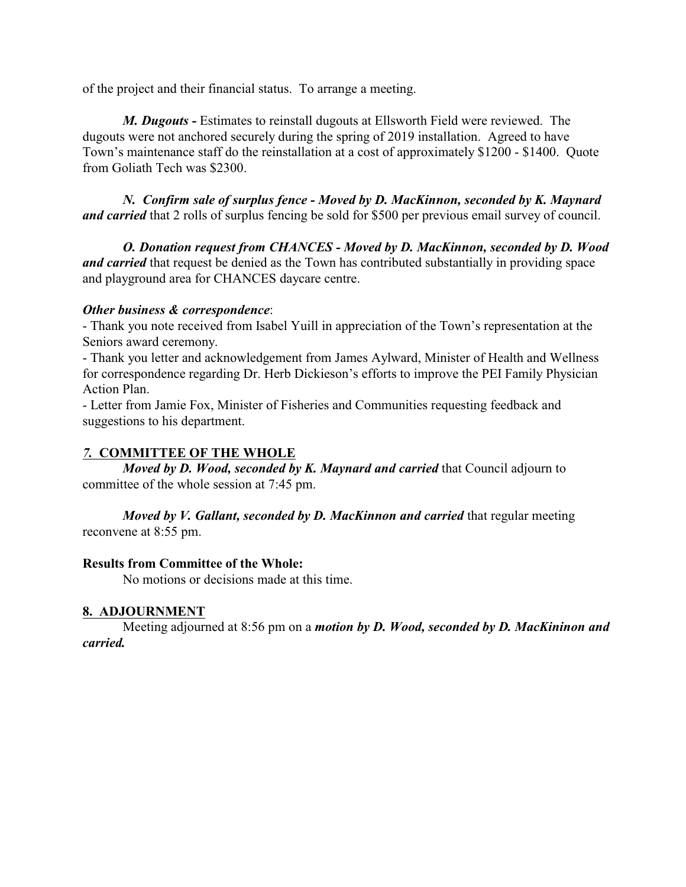of the project and their financial status. To arrange a meeting.

***M. Dugouts -*** Estimates to reinstall dugouts at Ellsworth Field were reviewed. The dugouts were not anchored securely during the spring of 2019 installation. Agreed to have Town's maintenance staff do the reinstallation at a cost of approximately $1200 - $1400. Quote from Goliath Tech was $2300.

***N. Confirm sale of surplus fence - Moved by D. MacKinnon, seconded by K. Maynard and carried*** that 2 rolls of surplus fencing be sold for $500 per previous email survey of council.

***O. Donation request from CHANCES - Moved by D. MacKinnon, seconded by D. Wood and carried*** that request be denied as the Town has contributed substantially in providing space and playground area for CHANCES daycare centre.

***Other business & correspondence***:

- Thank you note received from Isabel Yuill in appreciation of the Town's representation at the Seniors award ceremony.
- Thank you letter and acknowledgement from James Aylward, Minister of Health and Wellness for correspondence regarding Dr. Herb Dickieson's efforts to improve the PEI Family Physician Action Plan.
- Letter from Jamie Fox, Minister of Fisheries and Communities requesting feedback and suggestions to his department.

## *7.* COMMITTEE OF THE WHOLE

***Moved by D. Wood, seconded by K. Maynard and carried*** that Council adjourn to committee of the whole session at 7:45 pm.

***Moved by V. Gallant, seconded by D. MacKinnon and carried*** that regular meeting reconvene at 8:55 pm.

**Results from Committee of the Whole:**

No motions or decisions made at this time.

## 8. ADJOURNMENT

Meeting adjourned at 8:56 pm on a ***motion by D. Wood, seconded by D. MacKininon and carried.***